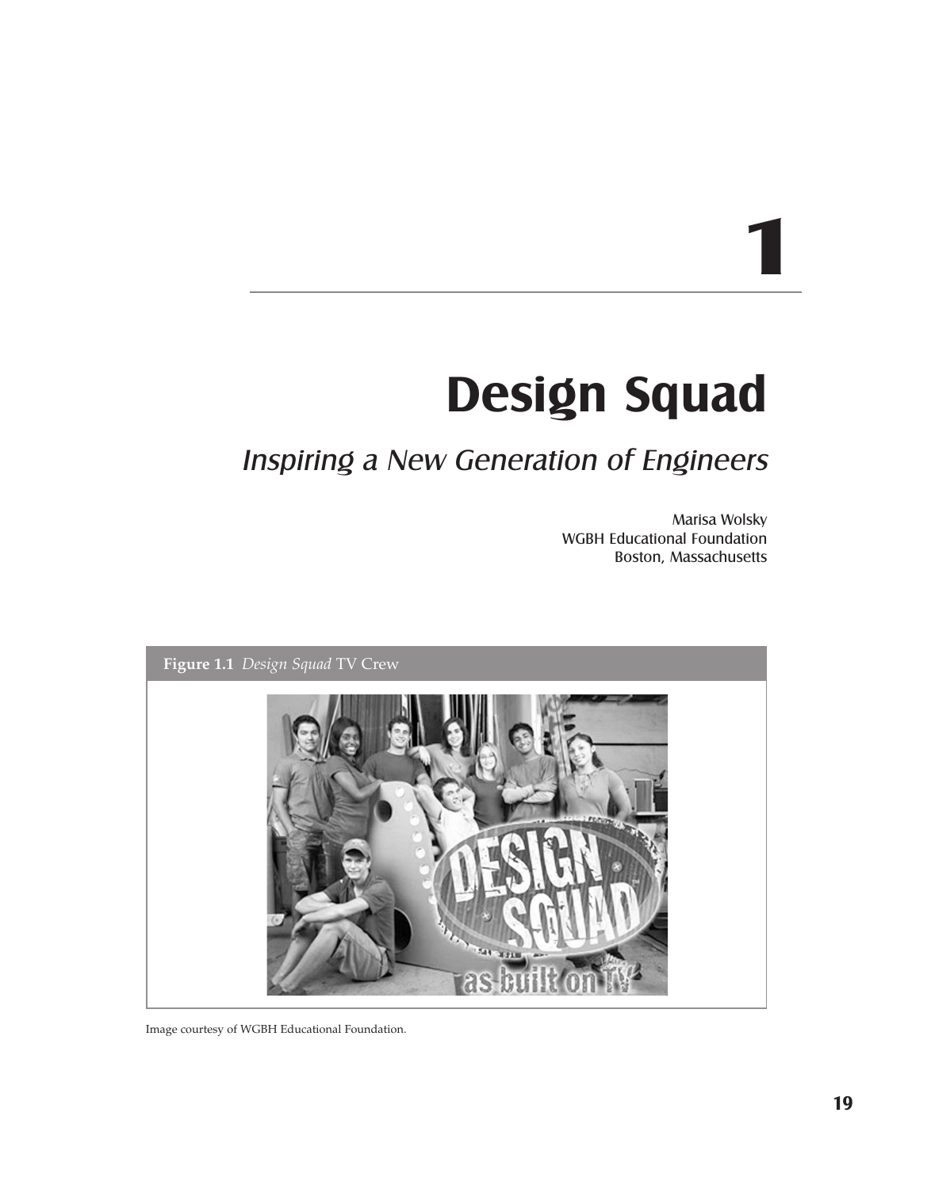# 1

# Design Squad

## *Inspiring a New Generation of Engineers*

Marisa Wolsky
WGBH Educational Foundation
Boston, Massachusetts

**Figure 1.1** *Design Squad* TV Crew

Image courtesy of WGBH Educational Foundation.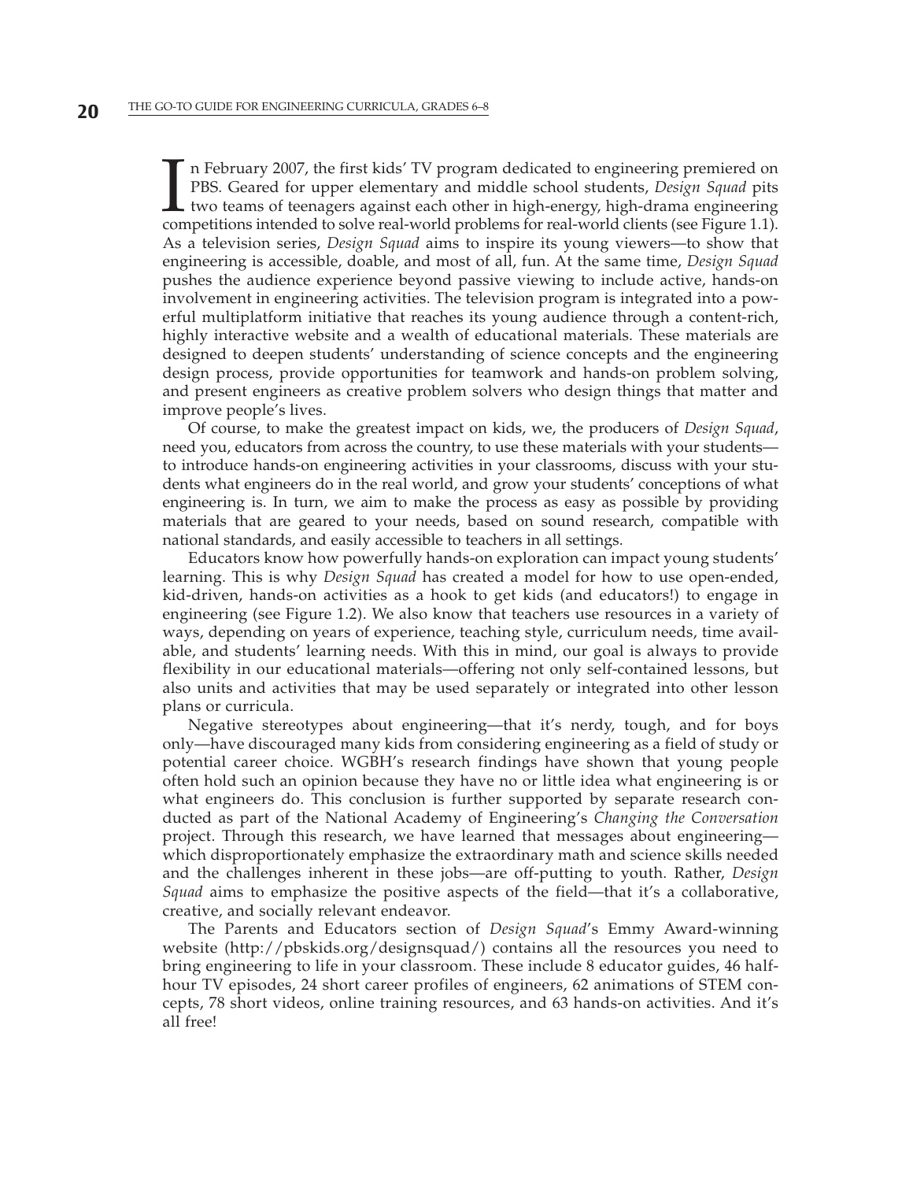In February 2007, the first kids' TV program dedicated to engineering premiered on PBS. Geared for upper elementary and middle school students, *Design Squad* pits two teams of teenagers against each other in high-energy, high-drama engineering competitions intended to solve real-world problems for real-world clients (see Figure 1.1). As a television series, *Design Squad* aims to inspire its young viewers—to show that engineering is accessible, doable, and most of all, fun. At the same time, *Design Squad* pushes the audience experience beyond passive viewing to include active, hands-on involvement in engineering activities. The television program is integrated into a powerful multiplatform initiative that reaches its young audience through a content-rich, highly interactive website and a wealth of educational materials. These materials are designed to deepen students' understanding of science concepts and the engineering design process, provide opportunities for teamwork and hands-on problem solving, and present engineers as creative problem solvers who design things that matter and improve people's lives.

Of course, to make the greatest impact on kids, we, the producers of *Design Squad*, need you, educators from across the country, to use these materials with your students—to introduce hands-on engineering activities in your classrooms, discuss with your students what engineers do in the real world, and grow your students' conceptions of what engineering is. In turn, we aim to make the process as easy as possible by providing materials that are geared to your needs, based on sound research, compatible with national standards, and easily accessible to teachers in all settings.

Educators know how powerfully hands-on exploration can impact young students' learning. This is why *Design Squad* has created a model for how to use open-ended, kid-driven, hands-on activities as a hook to get kids (and educators!) to engage in engineering (see Figure 1.2). We also know that teachers use resources in a variety of ways, depending on years of experience, teaching style, curriculum needs, time available, and students' learning needs. With this in mind, our goal is always to provide flexibility in our educational materials—offering not only self-contained lessons, but also units and activities that may be used separately or integrated into other lesson plans or curricula.

Negative stereotypes about engineering—that it's nerdy, tough, and for boys only—have discouraged many kids from considering engineering as a field of study or potential career choice. WGBH's research findings have shown that young people often hold such an opinion because they have no or little idea what engineering is or what engineers do. This conclusion is further supported by separate research conducted as part of the National Academy of Engineering's *Changing the Conversation* project. Through this research, we have learned that messages about engineering—which disproportionately emphasize the extraordinary math and science skills needed and the challenges inherent in these jobs—are off-putting to youth. Rather, *Design Squad* aims to emphasize the positive aspects of the field—that it's a collaborative, creative, and socially relevant endeavor.

The Parents and Educators section of *Design Squad*'s Emmy Award-winning website (http://pbskids.org/designsquad/) contains all the resources you need to bring engineering to life in your classroom. These include 8 educator guides, 46 half-hour TV episodes, 24 short career profiles of engineers, 62 animations of STEM concepts, 78 short videos, online training resources, and 63 hands-on activities. And it's all free!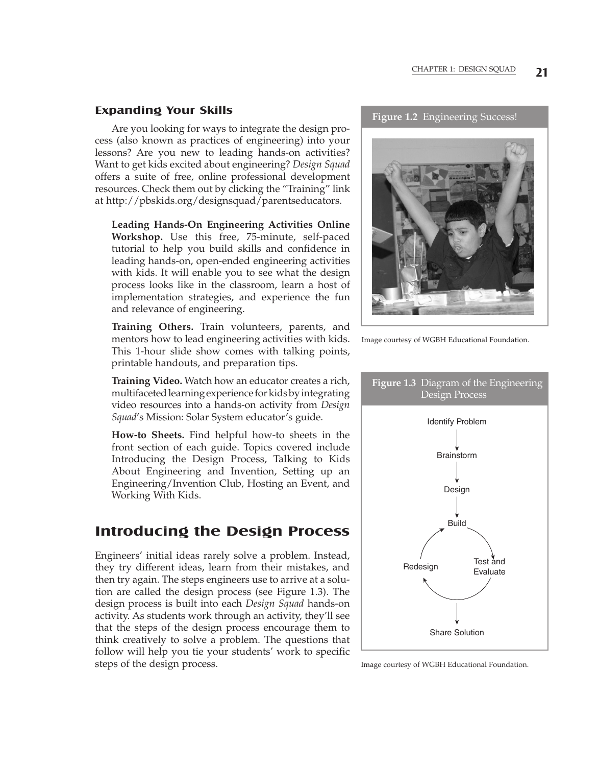### Expanding Your Skills

Are you looking for ways to integrate the design process (also known as practices of engineering) into your lessons? Are you new to leading hands-on activities? Want to get kids excited about engineering? *Design Squad* offers a suite of free, online professional development resources. Check them out by clicking the "Training" link at http://pbskids.org/designsquad/parentseducators.

**Leading Hands-On Engineering Activities Online Workshop.** Use this free, 75-minute, self-paced tutorial to help you build skills and confidence in leading hands-on, open-ended engineering activities with kids. It will enable you to see what the design process looks like in the classroom, learn a host of implementation strategies, and experience the fun and relevance of engineering.

**Training Others.** Train volunteers, parents, and mentors how to lead engineering activities with kids. This 1-hour slide show comes with talking points, printable handouts, and preparation tips.

**Training Video.** Watch how an educator creates a rich, multifaceted learning experience for kids by integrating video resources into a hands-on activity from *Design Squad*'s Mission: Solar System educator's guide.

**How-to Sheets.** Find helpful how-to sheets in the front section of each guide. Topics covered include Introducing the Design Process, Talking to Kids About Engineering and Invention, Setting up an Engineering/Invention Club, Hosting an Event, and Working With Kids.

**Figure 1.2** Engineering Success!

Image courtesy of WGBH Educational Foundation.

## Introducing the Design Process

Engineers' initial ideas rarely solve a problem. Instead, they try different ideas, learn from their mistakes, and then try again. The steps engineers use to arrive at a solution are called the design process (see Figure 1.3). The design process is built into each *Design Squad* hands-on activity. As students work through an activity, they'll see that the steps of the design process encourage them to think creatively to solve a problem. The questions that follow will help you tie your students' work to specific steps of the design process.

**Figure 1.3** Diagram of the Engineering Design Process

Identify Problem

Brainstorm

Design

Build

Test and Evaluate

Redesign

Share Solution

Image courtesy of WGBH Educational Foundation.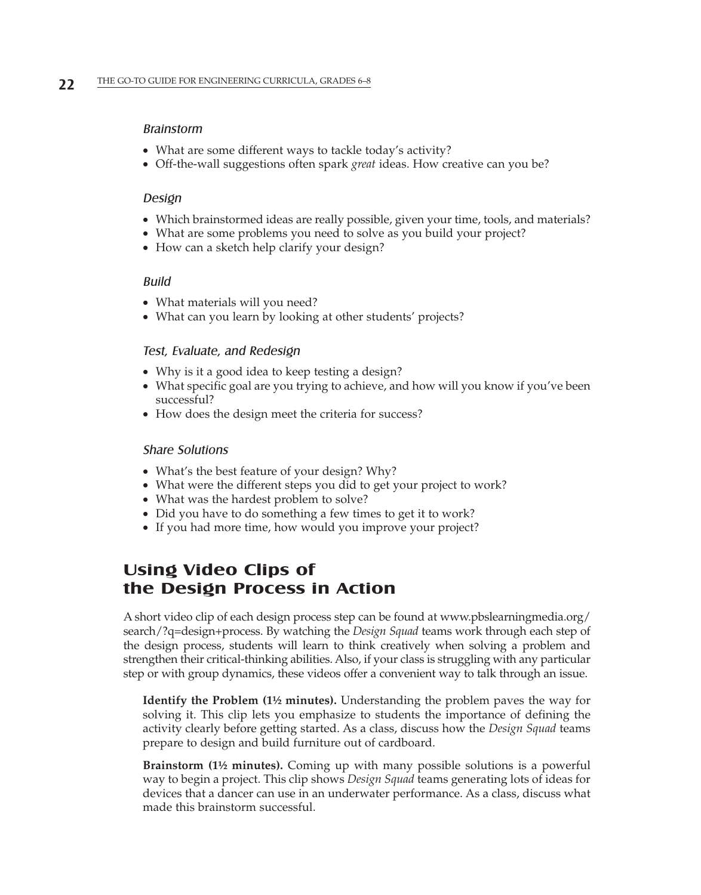#### *Brainstorm*

- What are some different ways to tackle today's activity?
- Off-the-wall suggestions often spark *great* ideas. How creative can you be?

#### *Design*

- Which brainstormed ideas are really possible, given your time, tools, and materials?
- What are some problems you need to solve as you build your project?
- How can a sketch help clarify your design?

#### *Build*

- What materials will you need?
- What can you learn by looking at other students' projects?

#### *Test, Evaluate, and Redesign*

- Why is it a good idea to keep testing a design?
- What specific goal are you trying to achieve, and how will you know if you've been successful?
- How does the design meet the criteria for success?

#### *Share Solutions*

- What's the best feature of your design? Why?
- What were the different steps you did to get your project to work?
- What was the hardest problem to solve?
- Did you have to do something a few times to get it to work?
- If you had more time, how would you improve your project?

## Using Video Clips of the Design Process in Action

A short video clip of each design process step can be found at www.pbslearningmedia.org/search/?q=design+process. By watching the *Design Squad* teams work through each step of the design process, students will learn to think creatively when solving a problem and strengthen their critical-thinking abilities. Also, if your class is struggling with any particular step or with group dynamics, these videos offer a convenient way to talk through an issue.

**Identify the Problem (1½ minutes).** Understanding the problem paves the way for solving it. This clip lets you emphasize to students the importance of defining the activity clearly before getting started. As a class, discuss how the *Design Squad* teams prepare to design and build furniture out of cardboard.

**Brainstorm (1½ minutes).** Coming up with many possible solutions is a powerful way to begin a project. This clip shows *Design Squad* teams generating lots of ideas for devices that a dancer can use in an underwater performance. As a class, discuss what made this brainstorm successful.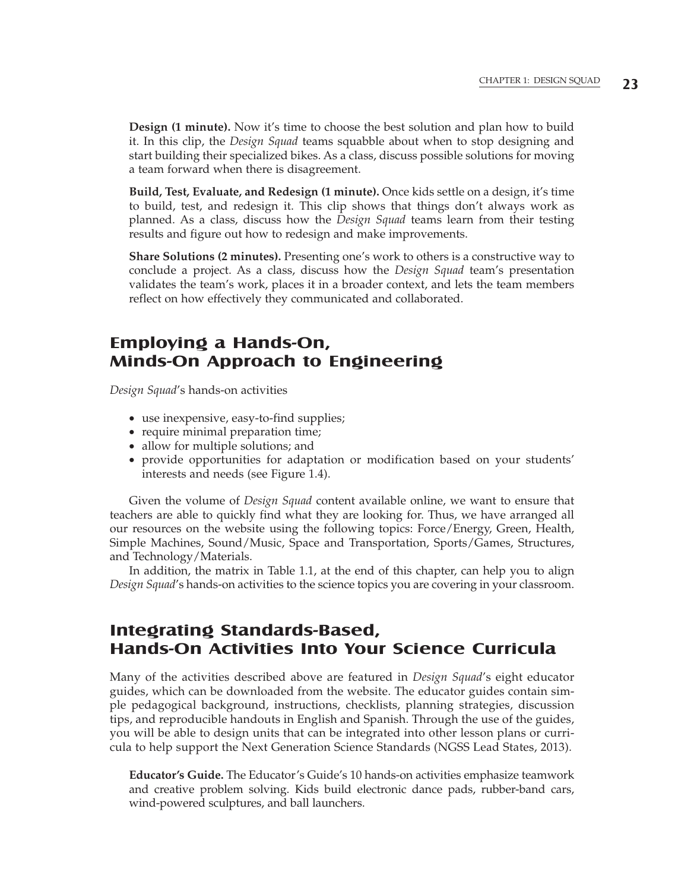**Design (1 minute).** Now it's time to choose the best solution and plan how to build it. In this clip, the *Design Squad* teams squabble about when to stop designing and start building their specialized bikes. As a class, discuss possible solutions for moving a team forward when there is disagreement.

**Build, Test, Evaluate, and Redesign (1 minute).** Once kids settle on a design, it's time to build, test, and redesign it. This clip shows that things don't always work as planned. As a class, discuss how the *Design Squad* teams learn from their testing results and figure out how to redesign and make improvements.

**Share Solutions (2 minutes).** Presenting one's work to others is a constructive way to conclude a project. As a class, discuss how the *Design Squad* team's presentation validates the team's work, places it in a broader context, and lets the team members reflect on how effectively they communicated and collaborated.

## Employing a Hands-On, Minds-On Approach to Engineering

*Design Squad*'s hands-on activities

- use inexpensive, easy-to-find supplies;
- require minimal preparation time;
- allow for multiple solutions; and
- provide opportunities for adaptation or modification based on your students' interests and needs (see Figure 1.4).

Given the volume of *Design Squad* content available online, we want to ensure that teachers are able to quickly find what they are looking for. Thus, we have arranged all our resources on the website using the following topics: Force/Energy, Green, Health, Simple Machines, Sound/Music, Space and Transportation, Sports/Games, Structures, and Technology/Materials.

In addition, the matrix in Table 1.1, at the end of this chapter, can help you to align *Design Squad*'s hands-on activities to the science topics you are covering in your classroom.

## Integrating Standards-Based, Hands-On Activities Into Your Science Curricula

Many of the activities described above are featured in *Design Squad*'s eight educator guides, which can be downloaded from the website. The educator guides contain simple pedagogical background, instructions, checklists, planning strategies, discussion tips, and reproducible handouts in English and Spanish. Through the use of the guides, you will be able to design units that can be integrated into other lesson plans or curricula to help support the Next Generation Science Standards (NGSS Lead States, 2013).

**Educator's Guide.** The Educator's Guide's 10 hands-on activities emphasize teamwork and creative problem solving. Kids build electronic dance pads, rubber-band cars, wind-powered sculptures, and ball launchers.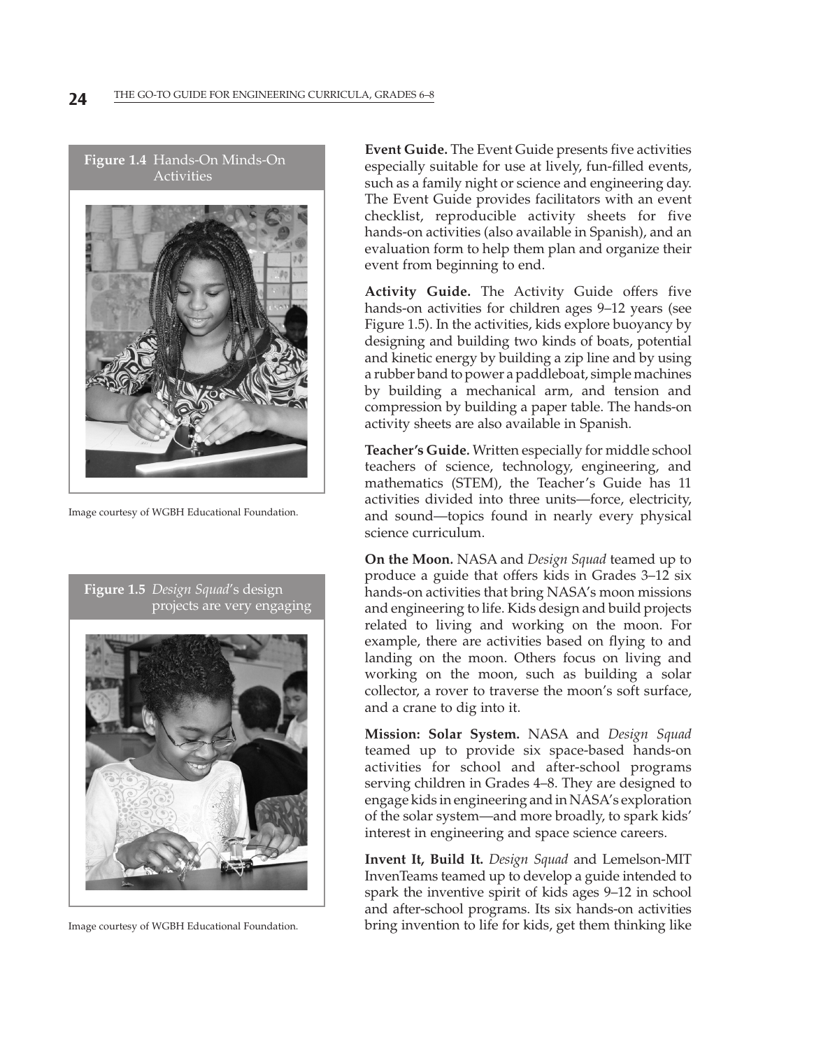**Figure 1.4** Hands-On Minds-On Activities

Image courtesy of WGBH Educational Foundation.

**Figure 1.5** *Design Squad*'s design projects are very engaging

Image courtesy of WGBH Educational Foundation.

**Event Guide.** The Event Guide presents five activities especially suitable for use at lively, fun-filled events, such as a family night or science and engineering day. The Event Guide provides facilitators with an event checklist, reproducible activity sheets for five hands-on activities (also available in Spanish), and an evaluation form to help them plan and organize their event from beginning to end.

**Activity Guide.** The Activity Guide offers five hands-on activities for children ages 9–12 years (see Figure 1.5). In the activities, kids explore buoyancy by designing and building two kinds of boats, potential and kinetic energy by building a zip line and by using a rubber band to power a paddleboat, simple machines by building a mechanical arm, and tension and compression by building a paper table. The hands-on activity sheets are also available in Spanish.

**Teacher's Guide.** Written especially for middle school teachers of science, technology, engineering, and mathematics (STEM), the Teacher's Guide has 11 activities divided into three units—force, electricity, and sound—topics found in nearly every physical science curriculum.

**On the Moon.** NASA and *Design Squad* teamed up to produce a guide that offers kids in Grades 3–12 six hands-on activities that bring NASA's moon missions and engineering to life. Kids design and build projects related to living and working on the moon. For example, there are activities based on flying to and landing on the moon. Others focus on living and working on the moon, such as building a solar collector, a rover to traverse the moon's soft surface, and a crane to dig into it.

**Mission: Solar System.** NASA and *Design Squad* teamed up to provide six space-based hands-on activities for school and after-school programs serving children in Grades 4–8. They are designed to engage kids in engineering and in NASA's exploration of the solar system—and more broadly, to spark kids' interest in engineering and space science careers.

**Invent It, Build It.** *Design Squad* and Lemelson-MIT InvenTeams teamed up to develop a guide intended to spark the inventive spirit of kids ages 9–12 in school and after-school programs. Its six hands-on activities bring invention to life for kids, get them thinking like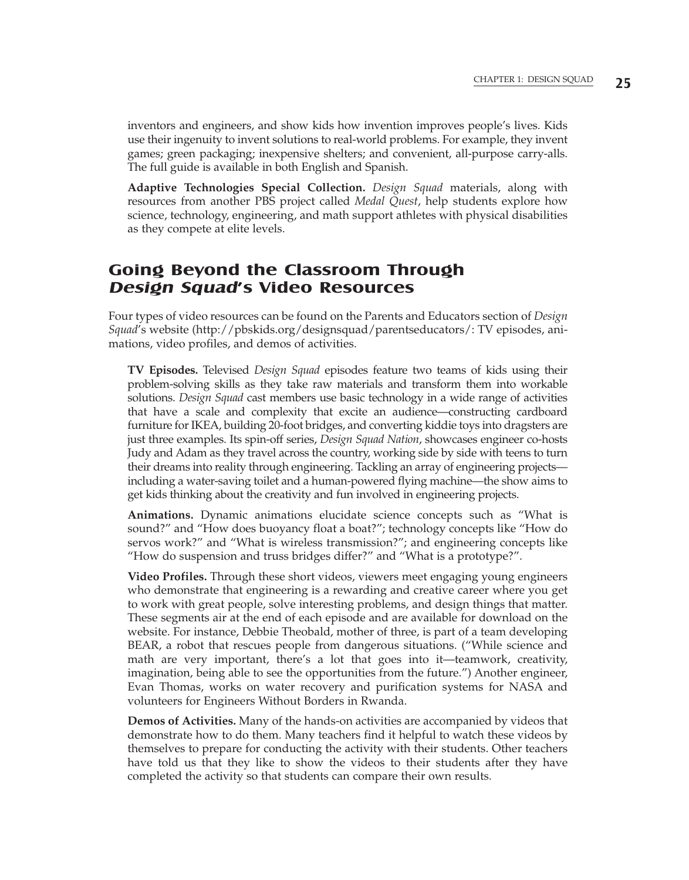inventors and engineers, and show kids how invention improves people's lives. Kids use their ingenuity to invent solutions to real-world problems. For example, they invent games; green packaging; inexpensive shelters; and convenient, all-purpose carry-alls. The full guide is available in both English and Spanish.

**Adaptive Technologies Special Collection.** *Design Squad* materials, along with resources from another PBS project called *Medal Quest*, help students explore how science, technology, engineering, and math support athletes with physical disabilities as they compete at elite levels.

## Going Beyond the Classroom Through *Design Squad*'s Video Resources

Four types of video resources can be found on the Parents and Educators section of *Design Squad*'s website (http://pbskids.org/designsquad/parentseducators/: TV episodes, animations, video profiles, and demos of activities.

**TV Episodes.** Televised *Design Squad* episodes feature two teams of kids using their problem-solving skills as they take raw materials and transform them into workable solutions. *Design Squad* cast members use basic technology in a wide range of activities that have a scale and complexity that excite an audience—constructing cardboard furniture for IKEA, building 20-foot bridges, and converting kiddie toys into dragsters are just three examples. Its spin-off series, *Design Squad Nation*, showcases engineer co-hosts Judy and Adam as they travel across the country, working side by side with teens to turn their dreams into reality through engineering. Tackling an array of engineering projects—including a water-saving toilet and a human-powered flying machine—the show aims to get kids thinking about the creativity and fun involved in engineering projects.

**Animations.** Dynamic animations elucidate science concepts such as "What is sound?" and "How does buoyancy float a boat?"; technology concepts like "How do servos work?" and "What is wireless transmission?"; and engineering concepts like "How do suspension and truss bridges differ?" and "What is a prototype?".

**Video Profiles.** Through these short videos, viewers meet engaging young engineers who demonstrate that engineering is a rewarding and creative career where you get to work with great people, solve interesting problems, and design things that matter. These segments air at the end of each episode and are available for download on the website. For instance, Debbie Theobald, mother of three, is part of a team developing BEAR, a robot that rescues people from dangerous situations. ("While science and math are very important, there's a lot that goes into it—teamwork, creativity, imagination, being able to see the opportunities from the future.") Another engineer, Evan Thomas, works on water recovery and purification systems for NASA and volunteers for Engineers Without Borders in Rwanda.

**Demos of Activities.** Many of the hands-on activities are accompanied by videos that demonstrate how to do them. Many teachers find it helpful to watch these videos by themselves to prepare for conducting the activity with their students. Other teachers have told us that they like to show the videos to their students after they have completed the activity so that students can compare their own results.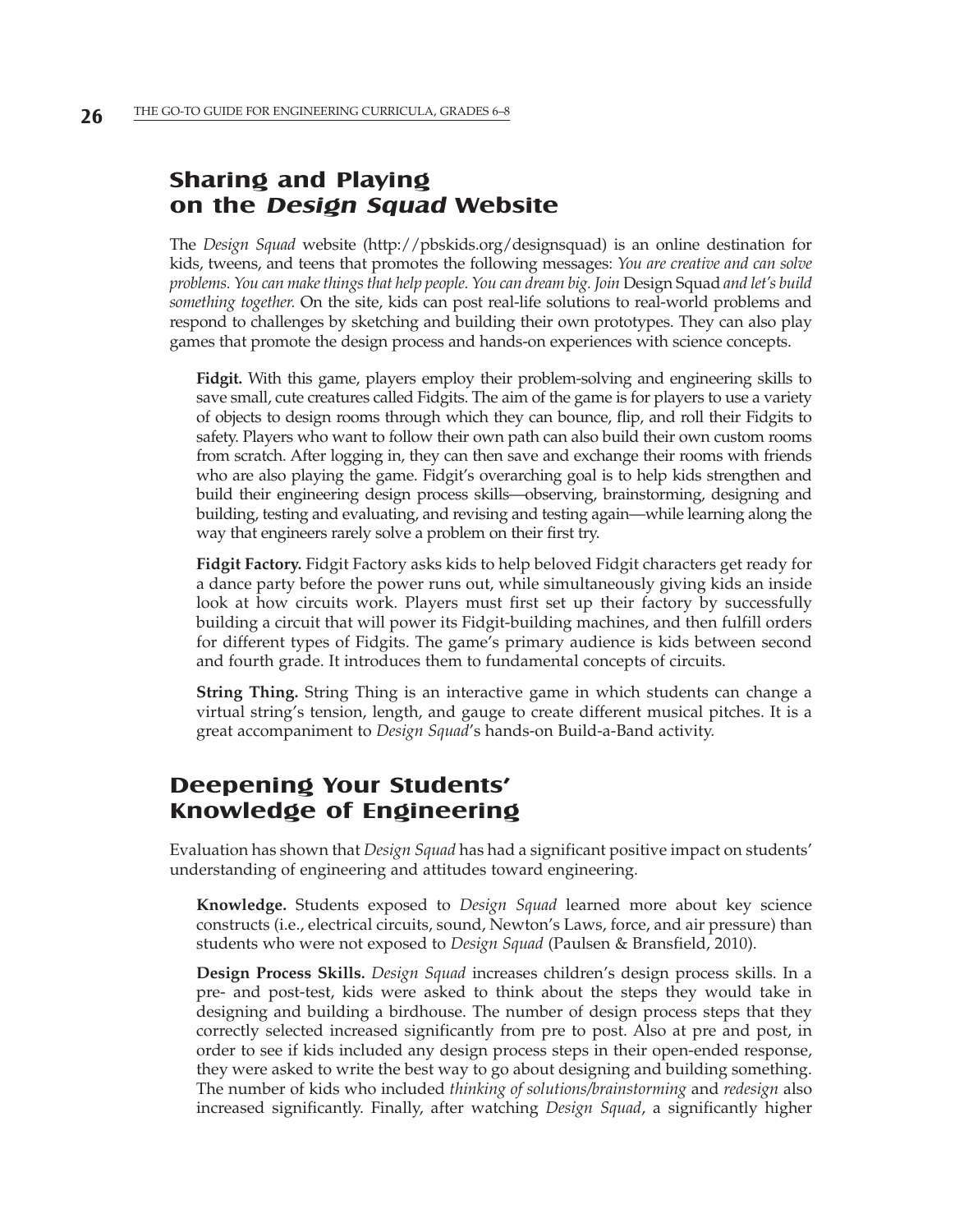## Sharing and Playing on the *Design Squad* Website

The *Design Squad* website (http://pbskids.org/designsquad) is an online destination for kids, tweens, and teens that promotes the following messages: *You are creative and can solve problems. You can make things that help people. You can dream big. Join* Design Squad *and let's build something together.* On the site, kids can post real-life solutions to real-world problems and respond to challenges by sketching and building their own prototypes. They can also play games that promote the design process and hands-on experiences with science concepts.

**Fidgit.** With this game, players employ their problem-solving and engineering skills to save small, cute creatures called Fidgits. The aim of the game is for players to use a variety of objects to design rooms through which they can bounce, flip, and roll their Fidgits to safety. Players who want to follow their own path can also build their own custom rooms from scratch. After logging in, they can then save and exchange their rooms with friends who are also playing the game. Fidgit's overarching goal is to help kids strengthen and build their engineering design process skills—observing, brainstorming, designing and building, testing and evaluating, and revising and testing again—while learning along the way that engineers rarely solve a problem on their first try.

**Fidgit Factory.** Fidgit Factory asks kids to help beloved Fidgit characters get ready for a dance party before the power runs out, while simultaneously giving kids an inside look at how circuits work. Players must first set up their factory by successfully building a circuit that will power its Fidgit-building machines, and then fulfill orders for different types of Fidgits. The game's primary audience is kids between second and fourth grade. It introduces them to fundamental concepts of circuits.

**String Thing.** String Thing is an interactive game in which students can change a virtual string's tension, length, and gauge to create different musical pitches. It is a great accompaniment to *Design Squad*'s hands-on Build-a-Band activity.

## Deepening Your Students' Knowledge of Engineering

Evaluation has shown that *Design Squad* has had a significant positive impact on students' understanding of engineering and attitudes toward engineering.

**Knowledge.** Students exposed to *Design Squad* learned more about key science constructs (i.e., electrical circuits, sound, Newton's Laws, force, and air pressure) than students who were not exposed to *Design Squad* (Paulsen & Bransfield, 2010).

**Design Process Skills.** *Design Squad* increases children's design process skills. In a pre- and post-test, kids were asked to think about the steps they would take in designing and building a birdhouse. The number of design process steps that they correctly selected increased significantly from pre to post. Also at pre and post, in order to see if kids included any design process steps in their open-ended response, they were asked to write the best way to go about designing and building something. The number of kids who included *thinking of solutions/brainstorming* and *redesign* also increased significantly. Finally, after watching *Design Squad*, a significantly higher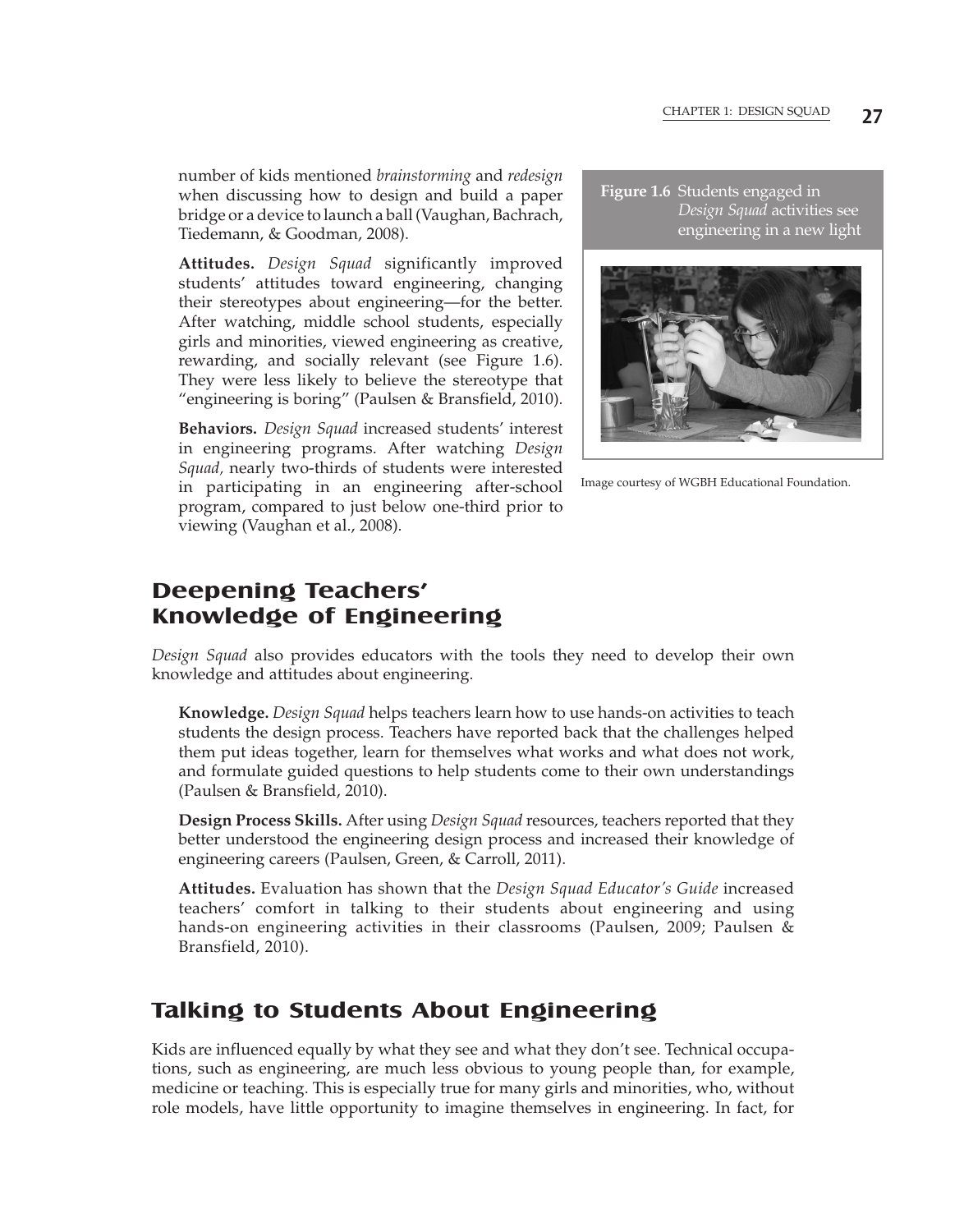number of kids mentioned *brainstorming* and *redesign* when discussing how to design and build a paper bridge or a device to launch a ball (Vaughan, Bachrach, Tiedemann, & Goodman, 2008).

**Attitudes.** *Design Squad* significantly improved students' attitudes toward engineering, changing their stereotypes about engineering—for the better. After watching, middle school students, especially girls and minorities, viewed engineering as creative, rewarding, and socially relevant (see Figure 1.6). They were less likely to believe the stereotype that "engineering is boring" (Paulsen & Bransfield, 2010).

**Behaviors.** *Design Squad* increased students' interest in engineering programs. After watching *Design Squad*, nearly two-thirds of students were interested in participating in an engineering after-school program, compared to just below one-third prior to viewing (Vaughan et al., 2008).

**Figure 1.6** Students engaged in *Design Squad* activities see engineering in a new light

Image courtesy of WGBH Educational Foundation.

## Deepening Teachers' Knowledge of Engineering

*Design Squad* also provides educators with the tools they need to develop their own knowledge and attitudes about engineering.

**Knowledge.** *Design Squad* helps teachers learn how to use hands-on activities to teach students the design process. Teachers have reported back that the challenges helped them put ideas together, learn for themselves what works and what does not work, and formulate guided questions to help students come to their own understandings (Paulsen & Bransfield, 2010).

**Design Process Skills.** After using *Design Squad* resources, teachers reported that they better understood the engineering design process and increased their knowledge of engineering careers (Paulsen, Green, & Carroll, 2011).

**Attitudes.** Evaluation has shown that the *Design Squad Educator's Guide* increased teachers' comfort in talking to their students about engineering and using hands-on engineering activities in their classrooms (Paulsen, 2009; Paulsen & Bransfield, 2010).

## Talking to Students About Engineering

Kids are influenced equally by what they see and what they don't see. Technical occupations, such as engineering, are much less obvious to young people than, for example, medicine or teaching. This is especially true for many girls and minorities, who, without role models, have little opportunity to imagine themselves in engineering. In fact, for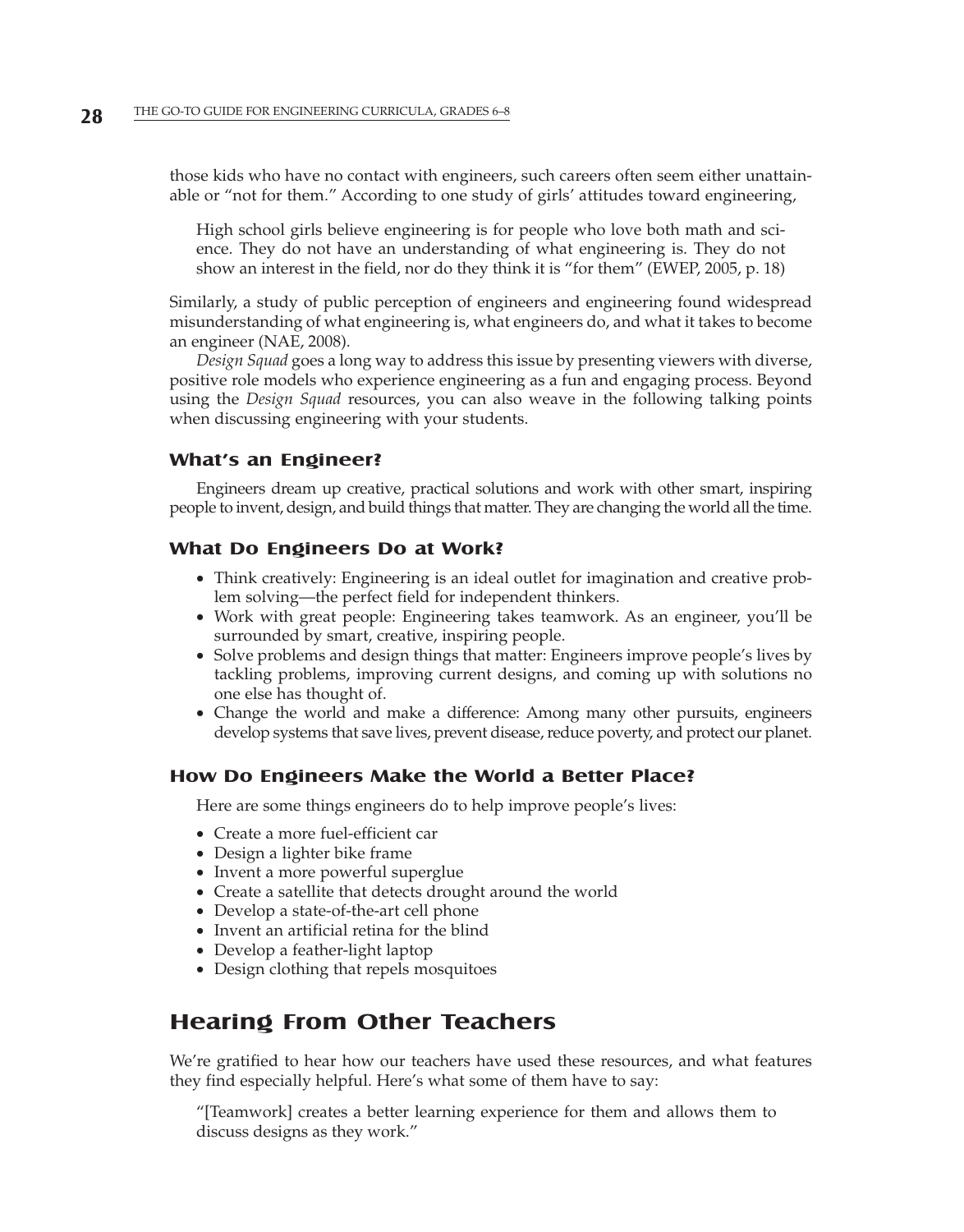those kids who have no contact with engineers, such careers often seem either unattainable or "not for them." According to one study of girls' attitudes toward engineering,

> High school girls believe engineering is for people who love both math and science. They do not have an understanding of what engineering is. They do not show an interest in the field, nor do they think it is "for them" (EWEP, 2005, p. 18)

Similarly, a study of public perception of engineers and engineering found widespread misunderstanding of what engineering is, what engineers do, and what it takes to become an engineer (NAE, 2008).

*Design Squad* goes a long way to address this issue by presenting viewers with diverse, positive role models who experience engineering as a fun and engaging process. Beyond using the *Design Squad* resources, you can also weave in the following talking points when discussing engineering with your students.

### What's an Engineer?

Engineers dream up creative, practical solutions and work with other smart, inspiring people to invent, design, and build things that matter. They are changing the world all the time.

### What Do Engineers Do at Work?

- Think creatively: Engineering is an ideal outlet for imagination and creative problem solving—the perfect field for independent thinkers.
- Work with great people: Engineering takes teamwork. As an engineer, you'll be surrounded by smart, creative, inspiring people.
- Solve problems and design things that matter: Engineers improve people's lives by tackling problems, improving current designs, and coming up with solutions no one else has thought of.
- Change the world and make a difference: Among many other pursuits, engineers develop systems that save lives, prevent disease, reduce poverty, and protect our planet.

### How Do Engineers Make the World a Better Place?

Here are some things engineers do to help improve people's lives:

- Create a more fuel-efficient car
- Design a lighter bike frame
- Invent a more powerful superglue
- Create a satellite that detects drought around the world
- Develop a state-of-the-art cell phone
- Invent an artificial retina for the blind
- Develop a feather-light laptop
- Design clothing that repels mosquitoes

## Hearing From Other Teachers

We're gratified to hear how our teachers have used these resources, and what features they find especially helpful. Here's what some of them have to say:

> "[Teamwork] creates a better learning experience for them and allows them to discuss designs as they work."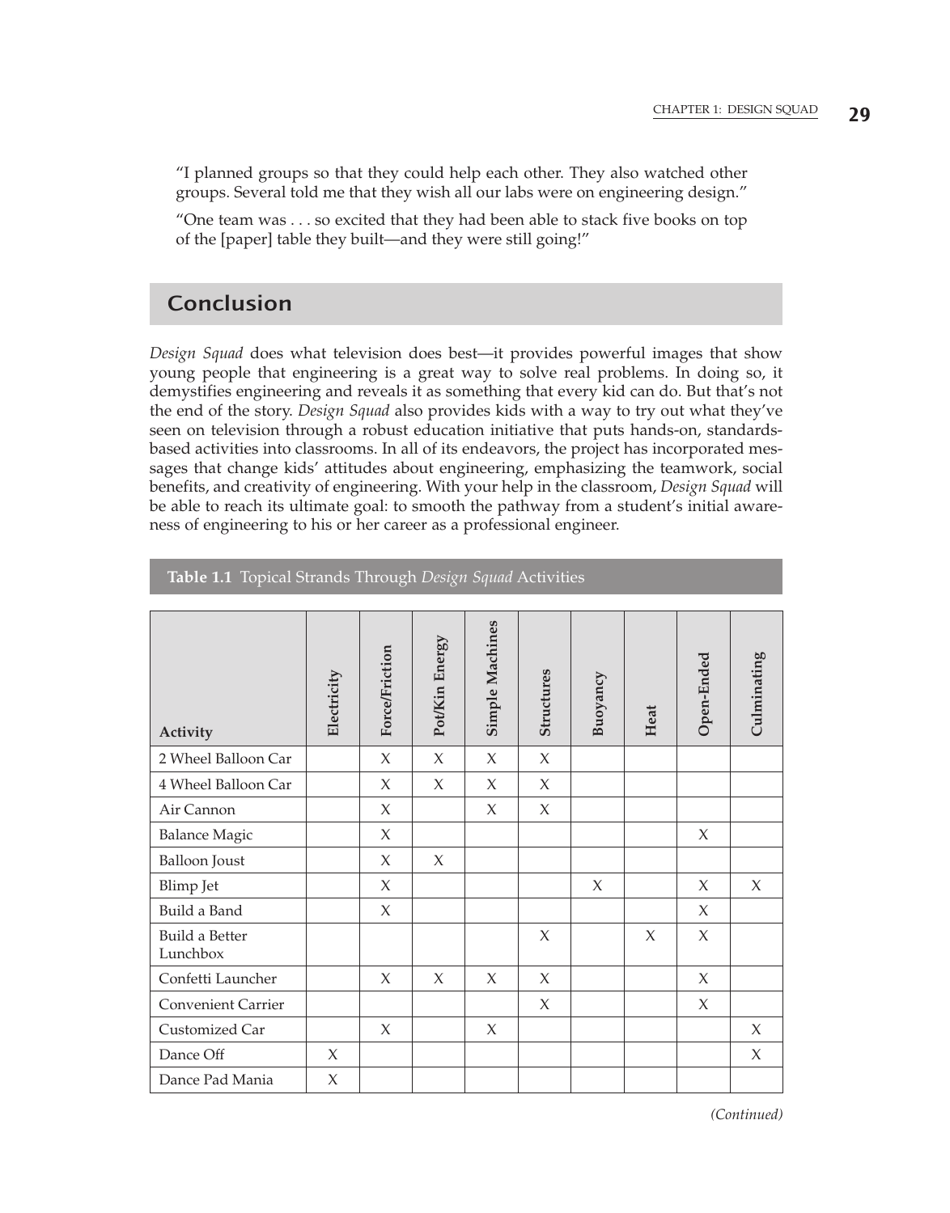"I planned groups so that they could help each other. They also watched other groups. Several told me that they wish all our labs were on engineering design."

"One team was . . . so excited that they had been able to stack five books on top of the [paper] table they built—and they were still going!"

## Conclusion

*Design Squad* does what television does best—it provides powerful images that show young people that engineering is a great way to solve real problems. In doing so, it demystifies engineering and reveals it as something that every kid can do. But that's not the end of the story. *Design Squad* also provides kids with a way to try out what they've seen on television through a robust education initiative that puts hands-on, standards-based activities into classrooms. In all of its endeavors, the project has incorporated messages that change kids' attitudes about engineering, emphasizing the teamwork, social benefits, and creativity of engineering. With your help in the classroom, *Design Squad* will be able to reach its ultimate goal: to smooth the pathway from a student's initial awareness of engineering to his or her career as a professional engineer.

**Table 1.1** Topical Strands Through *Design Squad* Activities

| Activity | Electricity | Force/Friction | Pot/Kin Energy | Simple Machines | Structures | Buoyancy | Heat | Open-Ended | Culminating |
|---|---|---|---|---|---|---|---|---|---|
| 2 Wheel Balloon Car | | X | X | X | X | | | | |
| 4 Wheel Balloon Car | | X | X | X | X | | | | |
| Air Cannon | | X | | X | X | | | | |
| Balance Magic | | X | | | | | | X | |
| Balloon Joust | | X | X | | | | | | |
| Blimp Jet | | X | | | | X | | X | X |
| Build a Band | | X | | | | | | X | |
| Build a Better Lunchbox | | | | | X | | X | X | |
| Confetti Launcher | | X | X | X | X | | | X | |
| Convenient Carrier | | | | | X | | | X | |
| Customized Car | | X | | X | | | | | X |
| Dance Off | X | | | | | | | | X |
| Dance Pad Mania | X | | | | | | | | |

*(Continued)*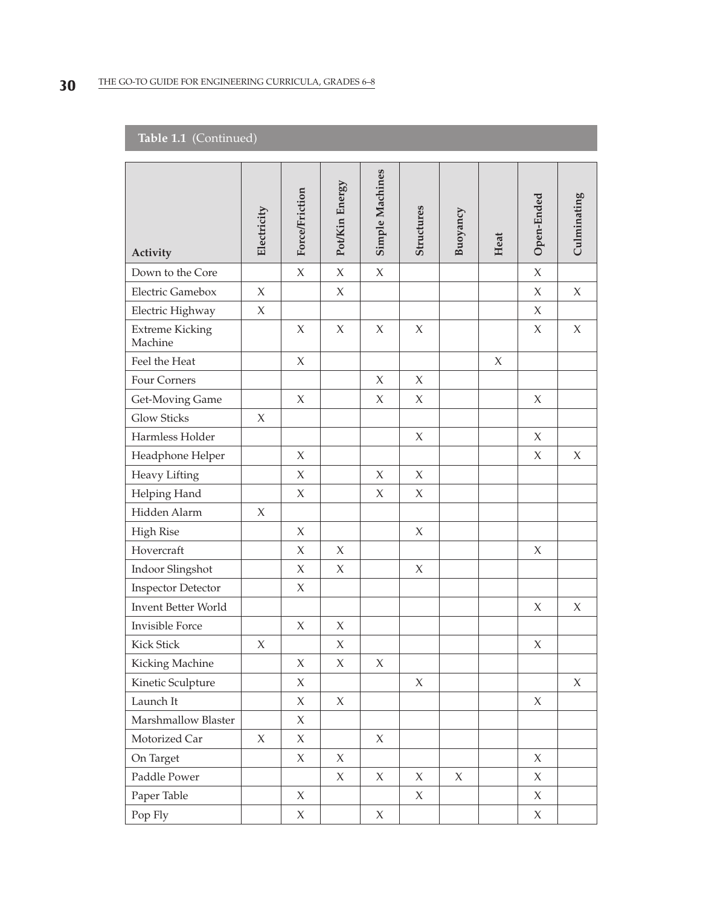**Table 1.1** (Continued)

| Activity | Electricity | Force/Friction | Pot/Kin Energy | Simple Machines | Structures | Buoyancy | Heat | Open-Ended | Culminating |
|---|---|---|---|---|---|---|---|---|---|
| Down to the Core | | X | X | X | | | | X | |
| Electric Gamebox | X | | X | | | | | X | X |
| Electric Highway | X | | | | | | | X | |
| Extreme Kicking Machine | | X | X | X | X | | | X | X |
| Feel the Heat | | X | | | | | X | | |
| Four Corners | | | | X | X | | | | |
| Get-Moving Game | | X | | X | X | | | X | |
| Glow Sticks | X | | | | | | | | |
| Harmless Holder | | | | | X | | | X | |
| Headphone Helper | | X | | | | | | X | X |
| Heavy Lifting | | X | | X | X | | | | |
| Helping Hand | | X | | X | X | | | | |
| Hidden Alarm | X | | | | | | | | |
| High Rise | | X | | | X | | | | |
| Hovercraft | | X | X | | | | | X | |
| Indoor Slingshot | | X | X | | X | | | | |
| Inspector Detector | | X | | | | | | | |
| Invent Better World | | | | | | | | X | X |
| Invisible Force | | X | X | | | | | | |
| Kick Stick | X | | X | | | | | X | |
| Kicking Machine | | X | X | X | | | | | |
| Kinetic Sculpture | | X | | | X | | | | X |
| Launch It | | X | X | | | | | X | |
| Marshmallow Blaster | | X | | | | | | | |
| Motorized Car | X | X | | X | | | | | |
| On Target | | X | X | | | | | X | |
| Paddle Power | | | X | X | X | X | | X | |
| Paper Table | | X | | | X | | | X | |
| Pop Fly | | X | | X | | | | X | |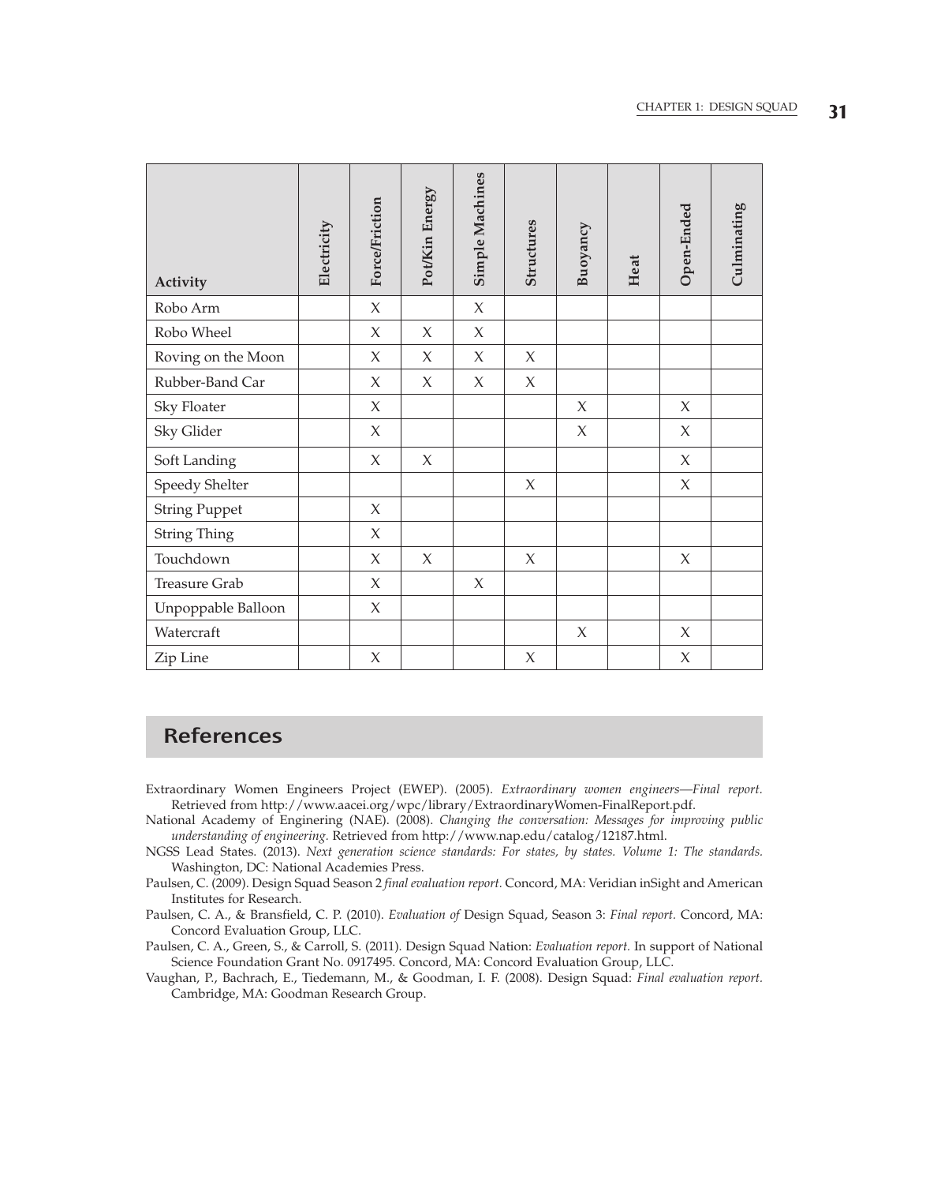| Activity | Electricity | Force/Friction | Pot/Kin Energy | Simple Machines | Structures | Buoyancy | Heat | Open-Ended | Culminating |
|---|---|---|---|---|---|---|---|---|---|
| Robo Arm | | X | | X | | | | | |
| Robo Wheel | | X | X | X | | | | | |
| Roving on the Moon | | X | X | X | X | | | | |
| Rubber-Band Car | | X | X | X | X | | | | |
| Sky Floater | | X | | | | X | | X | |
| Sky Glider | | X | | | | X | | X | |
| Soft Landing | | X | X | | | | | X | |
| Speedy Shelter | | | | | X | | | X | |
| String Puppet | | X | | | | | | | |
| String Thing | | X | | | | | | | |
| Touchdown | | X | X | | X | | | X | |
| Treasure Grab | | X | | X | | | | | |
| Unpoppable Balloon | | X | | | | | | | |
| Watercraft | | | | | | X | | X | |
| Zip Line | | X | | | X | | | X | |

## References

Extraordinary Women Engineers Project (EWEP). (2005). *Extraordinary women engineers—Final report.* Retrieved from http://www.aacei.org/wpc/library/ExtraordinaryWomen-FinalReport.pdf.

National Academy of Enginering (NAE). (2008). *Changing the conversation: Messages for improving public understanding of engineering.* Retrieved from http://www.nap.edu/catalog/12187.html.

NGSS Lead States. (2013). *Next generation science standards: For states, by states. Volume 1: The standards.* Washington, DC: National Academies Press.

Paulsen, C. (2009). Design Squad Season 2 *final evaluation report.* Concord, MA: Veridian inSight and American Institutes for Research.

Paulsen, C. A., & Bransfield, C. P. (2010). *Evaluation of* Design Squad, *Season 3: Final report.* Concord, MA: Concord Evaluation Group, LLC.

Paulsen, C. A., Green, S., & Carroll, S. (2011). Design Squad Nation: *Evaluation report.* In support of National Science Foundation Grant No. 0917495. Concord, MA: Concord Evaluation Group, LLC.

Vaughan, P., Bachrach, E., Tiedemann, M., & Goodman, I. F. (2008). Design Squad: *Final evaluation report.* Cambridge, MA: Goodman Research Group.